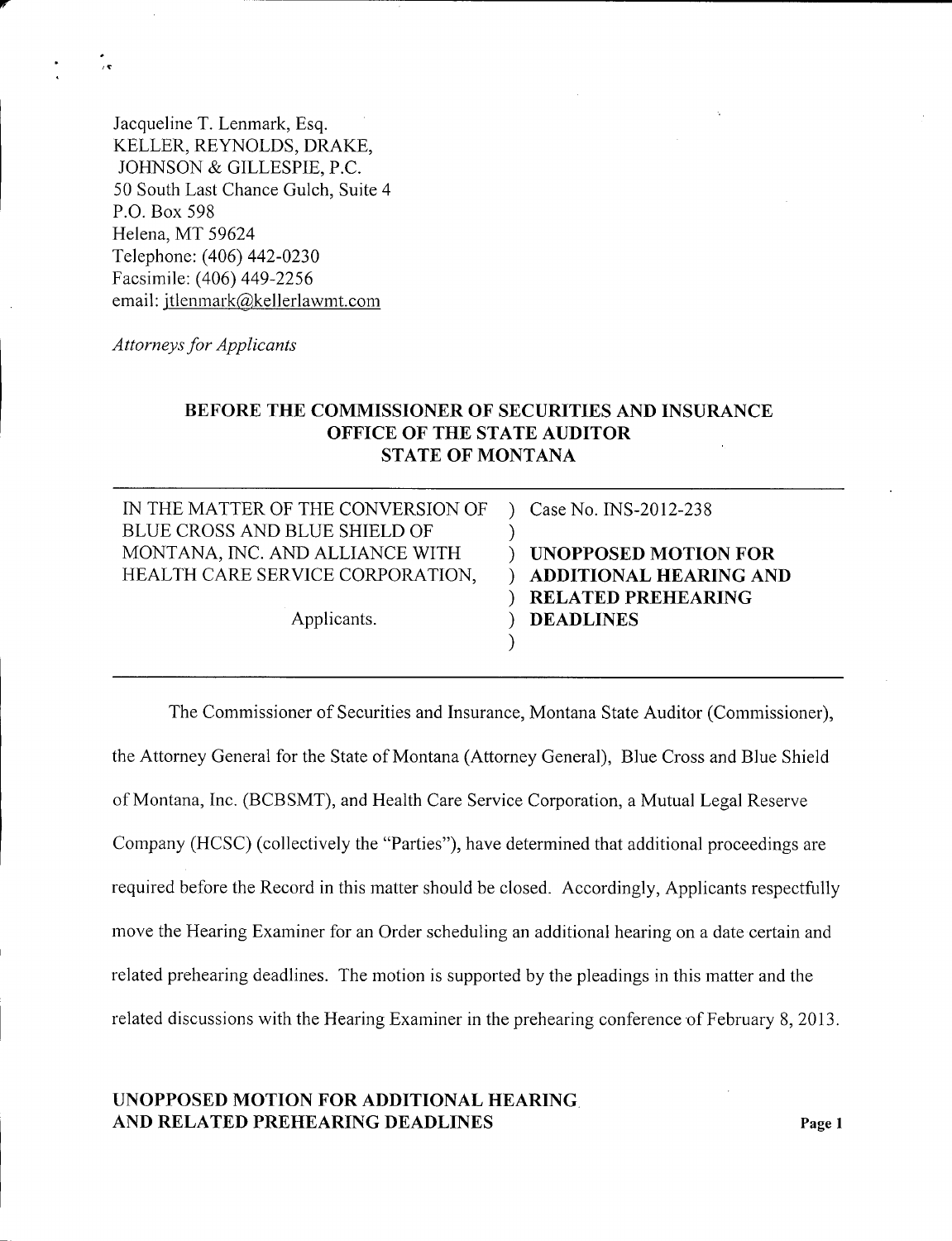Jacqueline T. Lenmark, Esq.
KELLER, REYNOLDS, DRAKE,
JOHNSON & GILLESPIE, P.C.
50 South Last Chance Gulch, Suite 4
P.O. Box 598
Helena, MT 59624
Telephone: (406) 442-0230
Facsimile: (406) 449-2256
email: jtlenmark@kellerlawmt.com

*Attorneys for Applicants*

**BEFORE THE COMMISSIONER OF SECURITIES AND INSURANCE**
**OFFICE OF THE STATE AUDITOR**
**STATE OF MONTANA**

| | |
|---|---|
| IN THE MATTER OF THE CONVERSION OF BLUE CROSS AND BLUE SHIELD OF MONTANA, INC. AND ALLIANCE WITH HEALTH CARE SERVICE CORPORATION,<br><br>Applicants. | Case No. INS-2012-238<br><br>**UNOPPOSED MOTION FOR ADDITIONAL HEARING AND RELATED PREHEARING DEADLINES** |

The Commissioner of Securities and Insurance, Montana State Auditor (Commissioner), the Attorney General for the State of Montana (Attorney General), Blue Cross and Blue Shield of Montana, Inc. (BCBSMT), and Health Care Service Corporation, a Mutual Legal Reserve Company (HCSC) (collectively the "Parties"), have determined that additional proceedings are required before the Record in this matter should be closed. Accordingly, Applicants respectfully move the Hearing Examiner for an Order scheduling an additional hearing on a date certain and related prehearing deadlines. The motion is supported by the pleadings in this matter and the related discussions with the Hearing Examiner in the prehearing conference of February 8, 2013.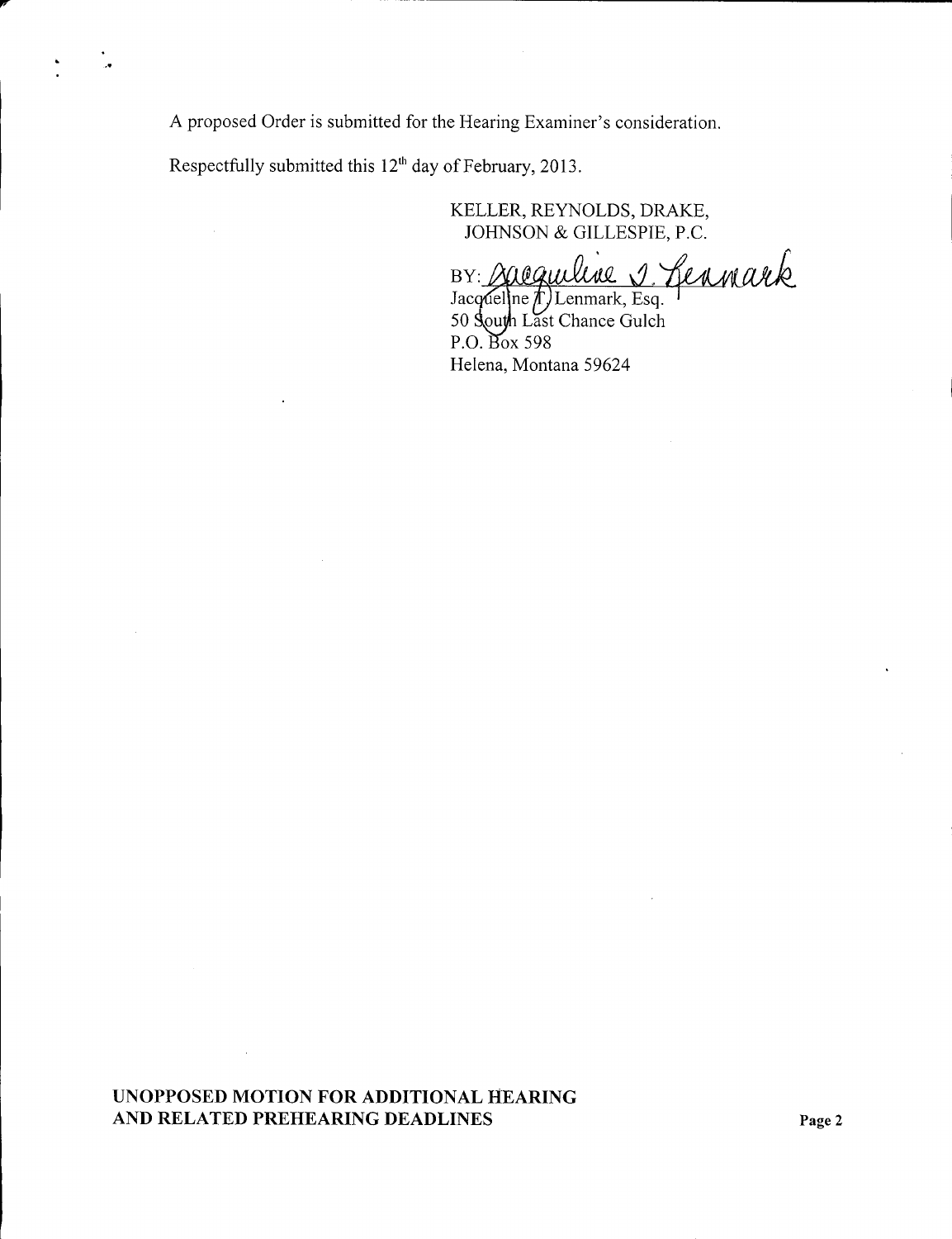A proposed Order is submitted for the Hearing Examiner's consideration.

Respectfully submitted this 12th day of February, 2013.

KELLER, REYNOLDS, DRAKE,
JOHNSON & GILLESPIE, P.C.

BY: Jacqueline T. Lenmark
Jacqueline T. Lenmark, Esq.
50 South Last Chance Gulch
P.O. Box 598
Helena, Montana 59624

**UNOPPOSED MOTION FOR ADDITIONAL HEARING AND RELATED PREHEARING DEADLINES**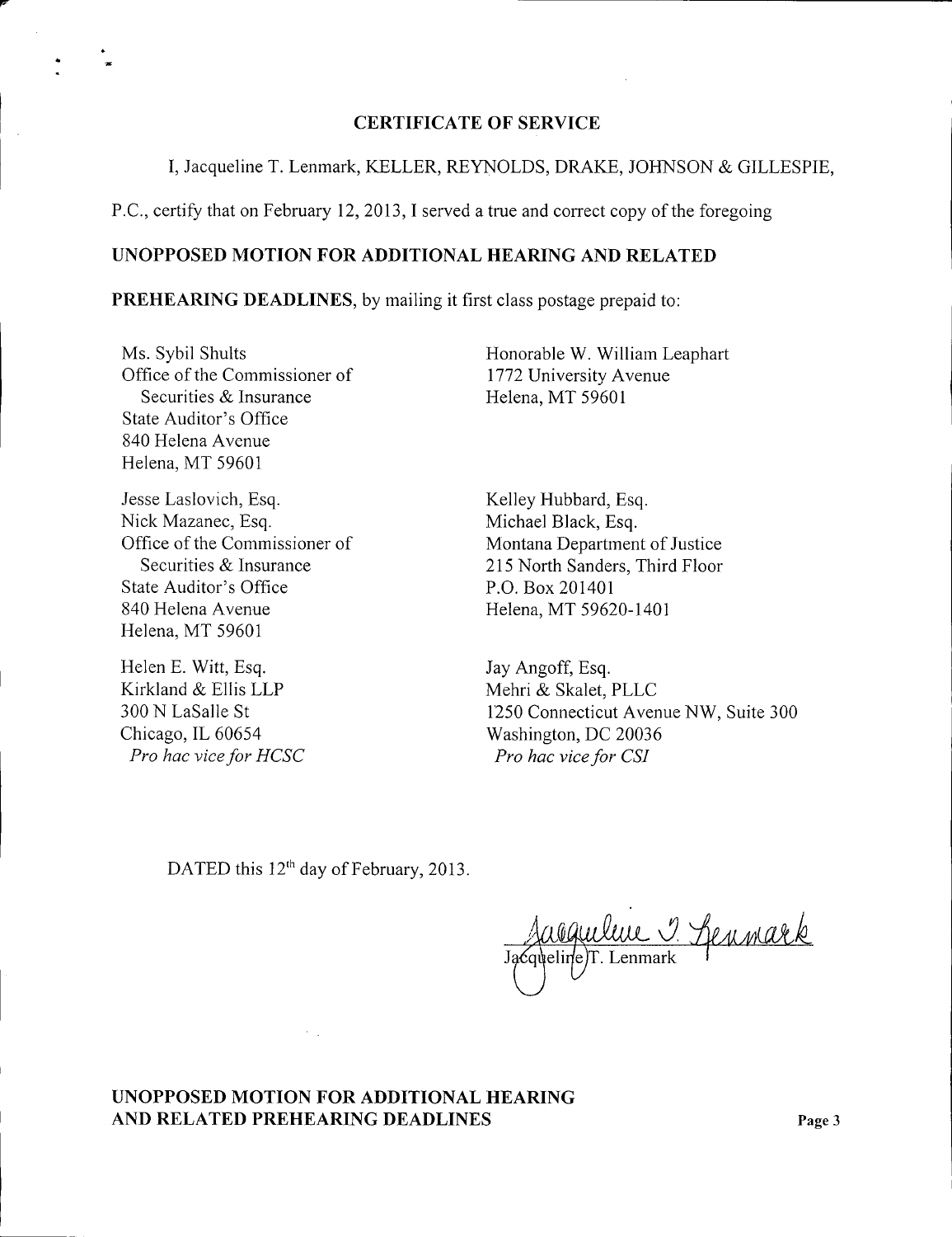## CERTIFICATE OF SERVICE

I, Jacqueline T. Lenmark, KELLER, REYNOLDS, DRAKE, JOHNSON & GILLESPIE, P.C., certify that on February 12, 2013, I served a true and correct copy of the foregoing **UNOPPOSED MOTION FOR ADDITIONAL HEARING AND RELATED PREHEARING DEADLINES**, by mailing it first class postage prepaid to:

Ms. Sybil Shults
Office of the Commissioner of Securities & Insurance
State Auditor's Office
840 Helena Avenue
Helena, MT 59601

Honorable W. William Leaphart
1772 University Avenue
Helena, MT 59601

Jesse Laslovich, Esq.
Nick Mazanec, Esq.
Office of the Commissioner of Securities & Insurance
State Auditor's Office
840 Helena Avenue
Helena, MT 59601

Kelley Hubbard, Esq.
Michael Black, Esq.
Montana Department of Justice
215 North Sanders, Third Floor
P.O. Box 201401
Helena, MT 59620-1401

Helen E. Witt, Esq.
Kirkland & Ellis LLP
300 N LaSalle St
Chicago, IL 60654
*Pro hac vice for HCSC*

Jay Angoff, Esq.
Mehri & Skalet, PLLC
1250 Connecticut Avenue NW, Suite 300
Washington, DC 20036
*Pro hac vice for CSI*

DATED this 12th day of February, 2013.

Jacqueline T. Lenmark
Jacqueline T. Lenmark

**UNOPPOSED MOTION FOR ADDITIONAL HEARING AND RELATED PREHEARING DEADLINES**